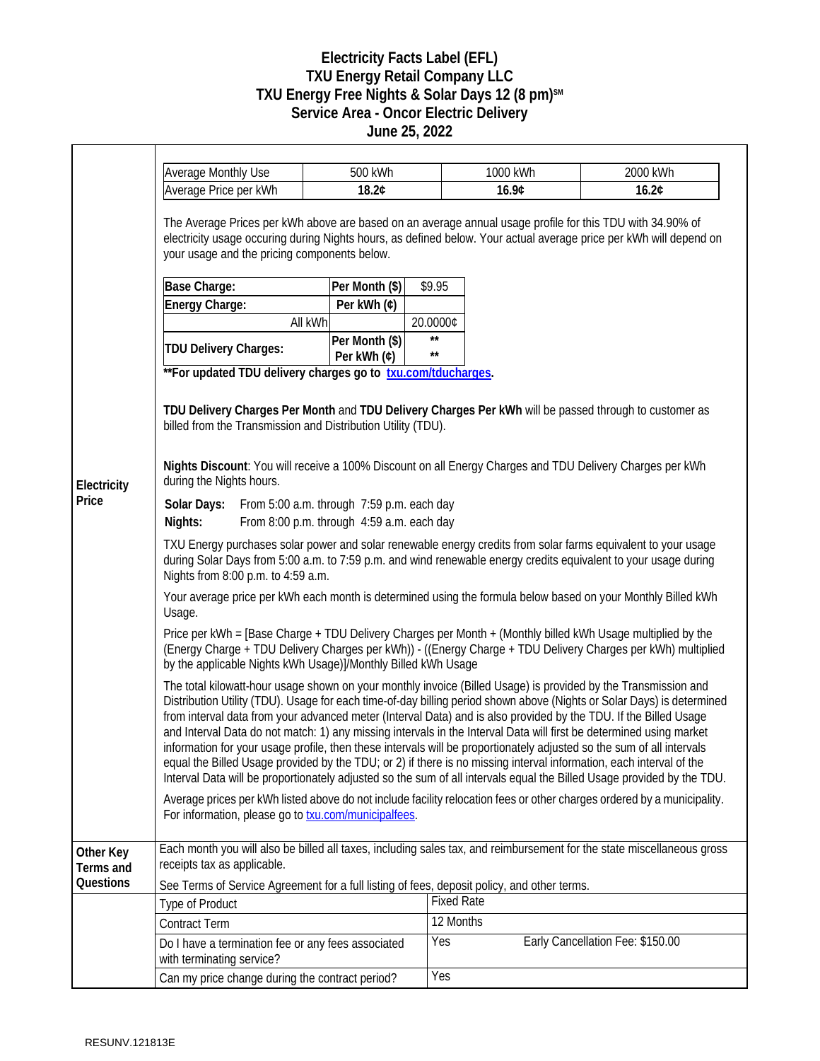# Electricity Facts Label (EFL)
## TXU Energy Retail Company LLC
## TXU Energy Free Nights & Solar Days 12 (8 pm)℠
## Service Area - Oncor Electric Delivery
## June 25, 2022

### Electricity Price

| Average Monthly Use | 500 kWh | 1000 kWh | 2000 kWh |
|---|---|---|---|
| Average Price per kWh | **18.2¢** | **16.9¢** | **16.2¢** |

The Average Prices per kWh above are based on an average annual usage profile for this TDU with 34.90% of electricity usage occuring during Nights hours, as defined below. Your actual average price per kWh will depend on your usage and the pricing components below.

| | | |
|---|---|---|
| **Base Charge:** | **Per Month ($)** | $9.95 |
| **Energy Charge:** | **Per kWh (¢)** | |
| All kWh | | 20.0000¢ |
| **TDU Delivery Charges:** | **Per Month ($)** | ** |
| | **Per kWh (¢)** | ** |

****For updated TDU delivery charges go to [txu.com/tducharges](txu.com/tducharges).**

**TDU Delivery Charges Per Month** and **TDU Delivery Charges Per kWh** will be passed through to customer as billed from the Transmission and Distribution Utility (TDU).

**Nights Discount**: You will receive a 100% Discount on all Energy Charges and TDU Delivery Charges per kWh during the Nights hours.

**Solar Days:** From 5:00 a.m. through 7:59 p.m. each day
**Nights:** From 8:00 p.m. through 4:59 a.m. each day

TXU Energy purchases solar power and solar renewable energy credits from solar farms equivalent to your usage during Solar Days from 5:00 a.m. to 7:59 p.m. and wind renewable energy credits equivalent to your usage during Nights from 8:00 p.m. to 4:59 a.m.

Your average price per kWh each month is determined using the formula below based on your Monthly Billed kWh Usage.

Price per kWh = [Base Charge + TDU Delivery Charges per Month + (Monthly billed kWh Usage multiplied by the (Energy Charge + TDU Delivery Charges per kWh)) - ((Energy Charge + TDU Delivery Charges per kWh) multiplied by the applicable Nights kWh Usage)]/Monthly Billed kWh Usage

The total kilowatt-hour usage shown on your monthly invoice (Billed Usage) is provided by the Transmission and Distribution Utility (TDU). Usage for each time-of-day billing period shown above (Nights or Solar Days) is determined from interval data from your advanced meter (Interval Data) and is also provided by the TDU. If the Billed Usage and Interval Data do not match: 1) any missing intervals in the Interval Data will first be determined using market information for your usage profile, then these intervals will be proportionately adjusted so the sum of all intervals equal the Billed Usage provided by the TDU; or 2) if there is no missing interval information, each interval of the Interval Data will be proportionately adjusted so the sum of all intervals equal the Billed Usage provided by the TDU.

Average prices per kWh listed above do not include facility relocation fees or other charges ordered by a municipality. For information, please go to [txu.com/municipalfees](txu.com/municipalfees).

### Other Key Terms and Questions

Each month you will also be billed all taxes, including sales tax, and reimbursement for the state miscellaneous gross receipts tax as applicable.

See Terms of Service Agreement for a full listing of fees, deposit policy, and other terms.

| | | |
|---|---|---|
| Type of Product | Fixed Rate | |
| Contract Term | 12 Months | |
| Do I have a termination fee or any fees associated with terminating service? | Yes | Early Cancellation Fee: $150.00 |
| Can my price change during the contract period? | Yes | |

RESUNV.121813E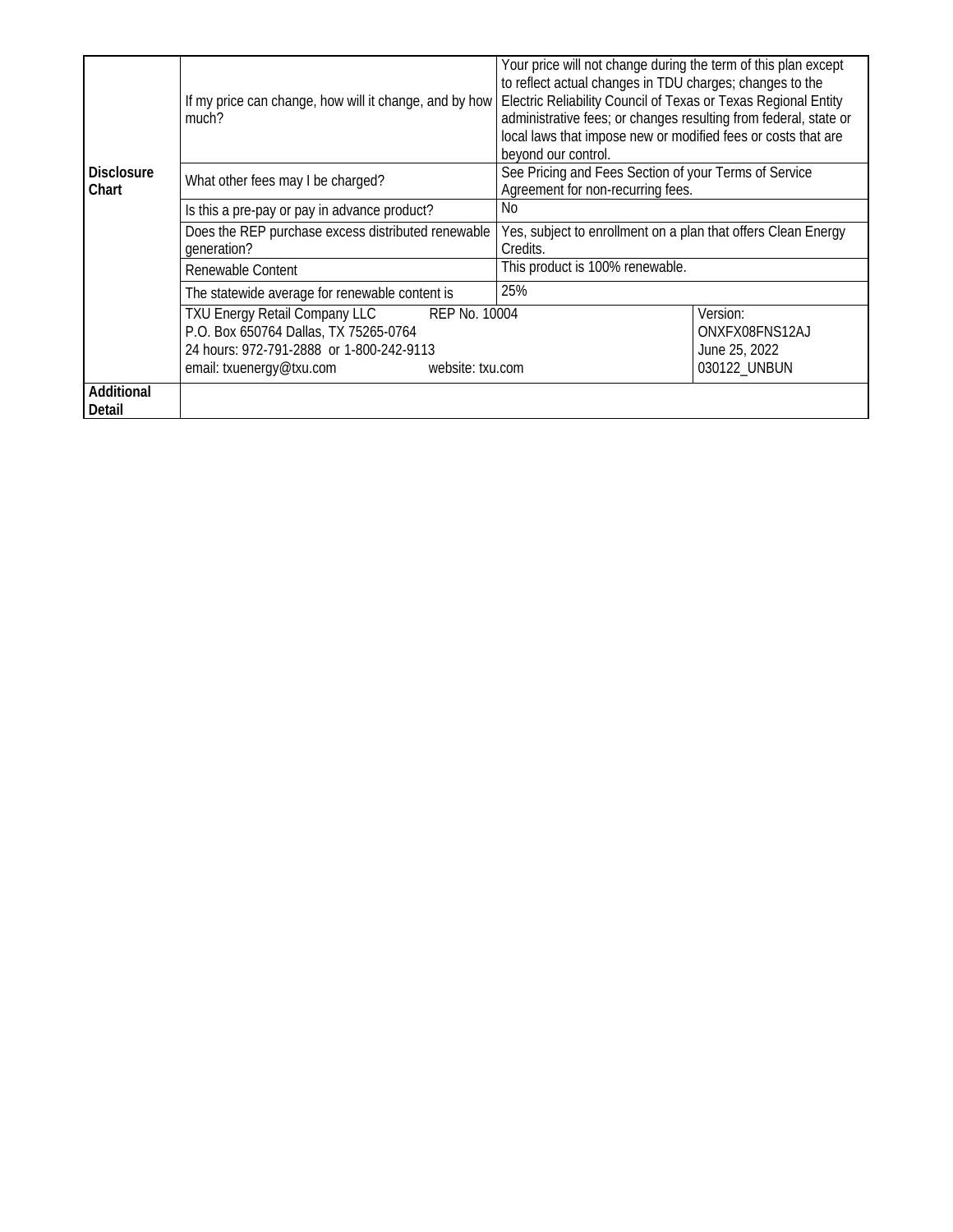| | | | |
|---|---|---|---|
| Disclosure Chart | If my price can change, how will it change, and by how much? | Your price will not change during the term of this plan except to reflect actual changes in TDU charges; changes to the Electric Reliability Council of Texas or Texas Regional Entity administrative fees; or changes resulting from federal, state or local laws that impose new or modified fees or costs that are beyond our control. | |
| | What other fees may I be charged? | See Pricing and Fees Section of your Terms of Service Agreement for non-recurring fees. | |
| | Is this a pre-pay or pay in advance product? | No | |
| | Does the REP purchase excess distributed renewable generation? | Yes, subject to enrollment on a plan that offers Clean Energy Credits. | |
| | Renewable Content | This product is 100% renewable. | |
| | The statewide average for renewable content is | 25% | |
| | TXU Energy Retail Company LLC REP No. 10004<br>P.O. Box 650764 Dallas, TX 75265-0764<br>24 hours: 972-791-2888 or 1-800-242-9113<br>email: txuenergy@txu.com website: txu.com | | Version:<br>ONXFX08FNS12AJ<br>June 25, 2022<br>030122_UNBUN |
| Additional Detail | | | |